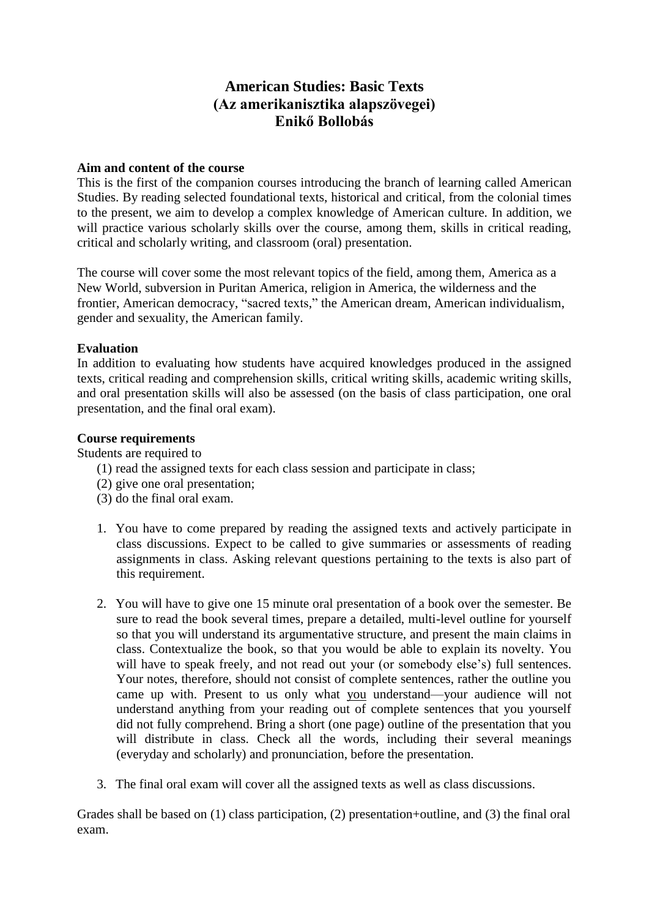# American Studies: Basic Texts
# (Az amerikanisztika alapszövegei)
# Enikő Bollobás

**Aim and content of the course**

This is the first of the companion courses introducing the branch of learning called American Studies. By reading selected foundational texts, historical and critical, from the colonial times to the present, we aim to develop a complex knowledge of American culture. In addition, we will practice various scholarly skills over the course, among them, skills in critical reading, critical and scholarly writing, and classroom (oral) presentation.

The course will cover some the most relevant topics of the field, among them, America as a New World, subversion in Puritan America, religion in America, the wilderness and the frontier, American democracy, "sacred texts," the American dream, American individualism, gender and sexuality, the American family.

**Evaluation**

In addition to evaluating how students have acquired knowledges produced in the assigned texts, critical reading and comprehension skills, critical writing skills, academic writing skills, and oral presentation skills will also be assessed (on the basis of class participation, one oral presentation, and the final oral exam).

**Course requirements**

Students are required to

(1) read the assigned texts for each class session and participate in class;
(2) give one oral presentation;
(3) do the final oral exam.

1. You have to come prepared by reading the assigned texts and actively participate in class discussions. Expect to be called to give summaries or assessments of reading assignments in class. Asking relevant questions pertaining to the texts is also part of this requirement.

2. You will have to give one 15 minute oral presentation of a book over the semester. Be sure to read the book several times, prepare a detailed, multi-level outline for yourself so that you will understand its argumentative structure, and present the main claims in class. Contextualize the book, so that you would be able to explain its novelty. You will have to speak freely, and not read out your (or somebody else's) full sentences. Your notes, therefore, should not consist of complete sentences, rather the outline you came up with. Present to us only what <u>you</u> understand—your audience will not understand anything from your reading out of complete sentences that you yourself did not fully comprehend. Bring a short (one page) outline of the presentation that you will distribute in class. Check all the words, including their several meanings (everyday and scholarly) and pronunciation, before the presentation.

3. The final oral exam will cover all the assigned texts as well as class discussions.

Grades shall be based on (1) class participation, (2) presentation+outline, and (3) the final oral exam.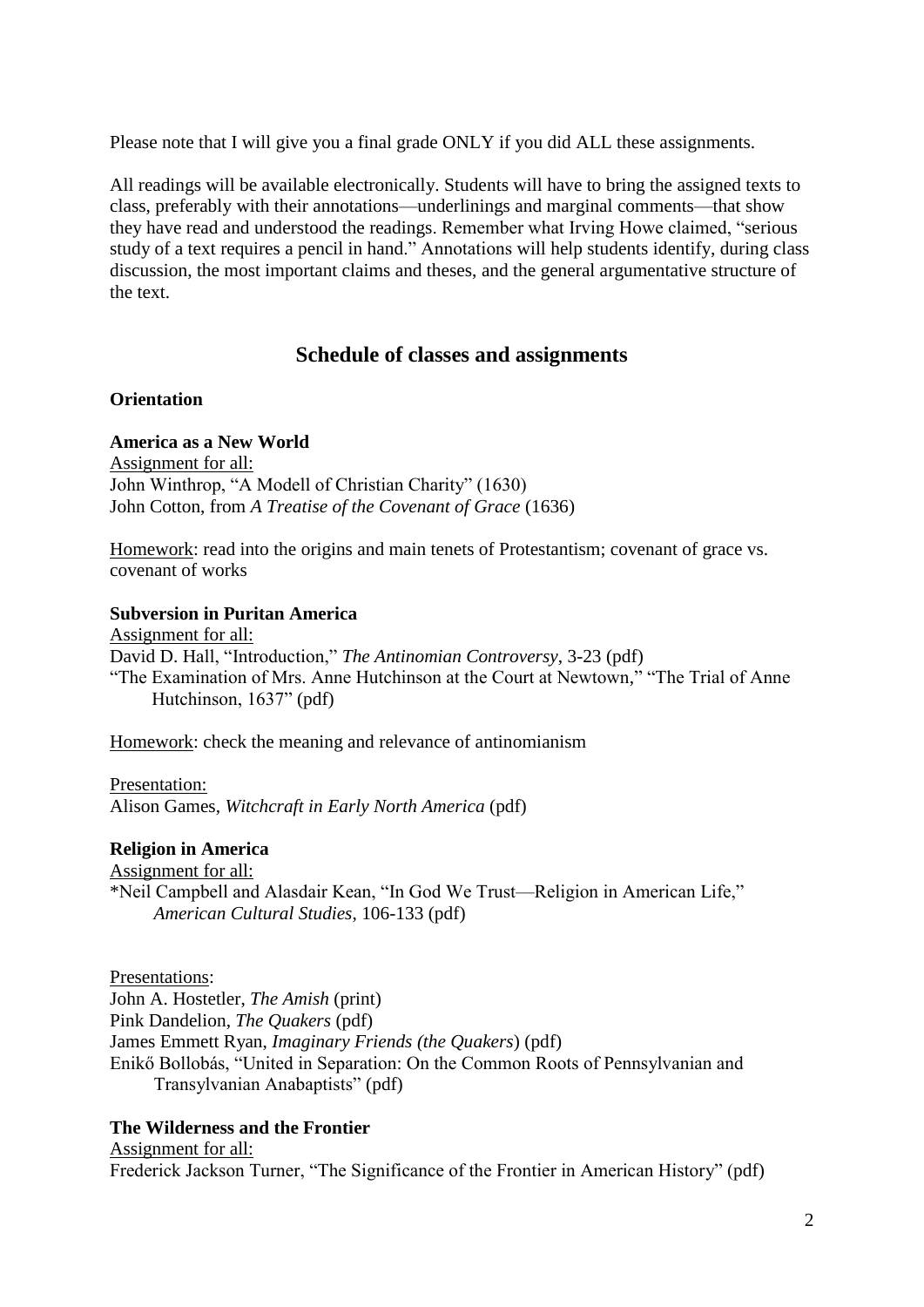Please note that I will give you a final grade ONLY if you did ALL these assignments.

All readings will be available electronically. Students will have to bring the assigned texts to class, preferably with their annotations—underlinings and marginal comments—that show they have read and understood the readings. Remember what Irving Howe claimed, "serious study of a text requires a pencil in hand." Annotations will help students identify, during class discussion, the most important claims and theses, and the general argumentative structure of the text.

## Schedule of classes and assignments

**Orientation**

**America as a New World**

Assignment for all:
John Winthrop, "A Modell of Christian Charity" (1630)
John Cotton, from *A Treatise of the Covenant of Grace* (1636)

Homework: read into the origins and main tenets of Protestantism; covenant of grace vs. covenant of works

**Subversion in Puritan America**

Assignment for all:
David D. Hall, "Introduction," *The Antinomian Controversy*, 3-23 (pdf)
"The Examination of Mrs. Anne Hutchinson at the Court at Newtown," "The Trial of Anne Hutchinson, 1637" (pdf)

Homework: check the meaning and relevance of antinomianism

Presentation:
Alison Games, *Witchcraft in Early North America* (pdf)

**Religion in America**

Assignment for all:
*Neil Campbell and Alasdair Kean, "In God We Trust—Religion in American Life," *American Cultural Studies*, 106-133 (pdf)

Presentations:
John A. Hostetler, *The Amish* (print)
Pink Dandelion, *The Quakers* (pdf)
James Emmett Ryan, *Imaginary Friends (the Quakers*) (pdf)
Enikő Bollobás, "United in Separation: On the Common Roots of Pennsylvanian and Transylvanian Anabaptists" (pdf)

**The Wilderness and the Frontier**

Assignment for all:
Frederick Jackson Turner, "The Significance of the Frontier in American History" (pdf)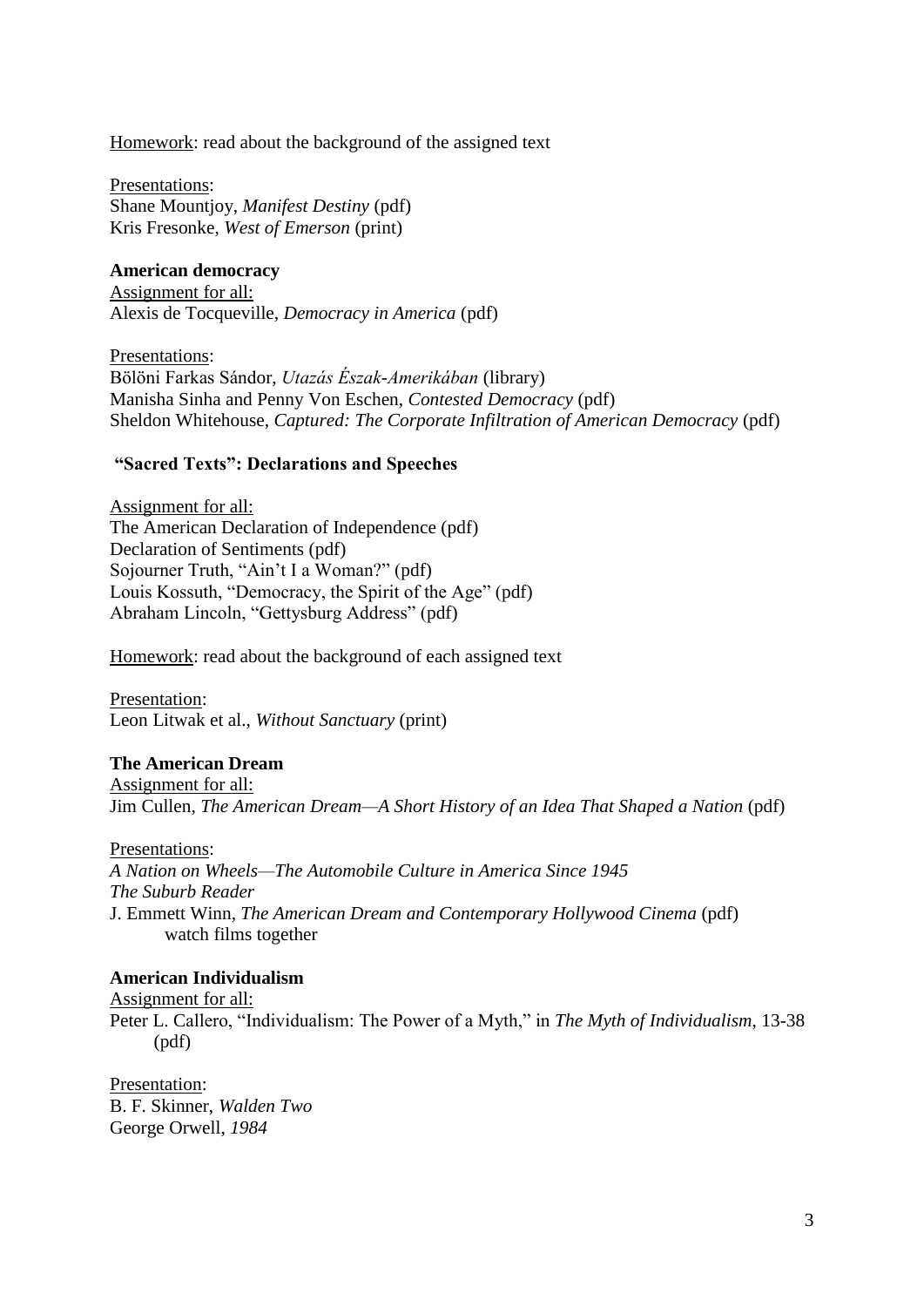<u>Homework</u>: read about the background of the assigned text

<u>Presentations</u>:
Shane Mountjoy, *Manifest Destiny* (pdf)
Kris Fresonke, *West of Emerson* (print)

**American democracy**

<u>Assignment for all:</u>
Alexis de Tocqueville, *Democracy in America* (pdf)

<u>Presentations</u>:
Bölöni Farkas Sándor, *Utazás Észak-Amerikában* (library)
Manisha Sinha and Penny Von Eschen, *Contested Democracy* (pdf)
Sheldon Whitehouse, *Captured: The Corporate Infiltration of American Democracy* (pdf)

**"Sacred Texts": Declarations and Speeches**

<u>Assignment for all:</u>
The American Declaration of Independence (pdf)
Declaration of Sentiments (pdf)
Sojourner Truth, "Ain't I a Woman?" (pdf)
Louis Kossuth, "Democracy, the Spirit of the Age" (pdf)
Abraham Lincoln, "Gettysburg Address" (pdf)

<u>Homework</u>: read about the background of each assigned text

<u>Presentation</u>:
Leon Litwak et al., *Without Sanctuary* (print)

**The American Dream**

<u>Assignment for all:</u>
Jim Cullen, *The American Dream—A Short History of an Idea That Shaped a Nation* (pdf)

<u>Presentations</u>:
*A Nation on Wheels—The Automobile Culture in America Since 1945*
*The Suburb Reader*
J. Emmett Winn, *The American Dream and Contemporary Hollywood Cinema* (pdf)
watch films together

**American Individualism**

<u>Assignment for all:</u>
Peter L. Callero, "Individualism: The Power of a Myth," in *The Myth of Individualism*, 13-38 (pdf)

<u>Presentation</u>:
B. F. Skinner, *Walden Two*
George Orwell, *1984*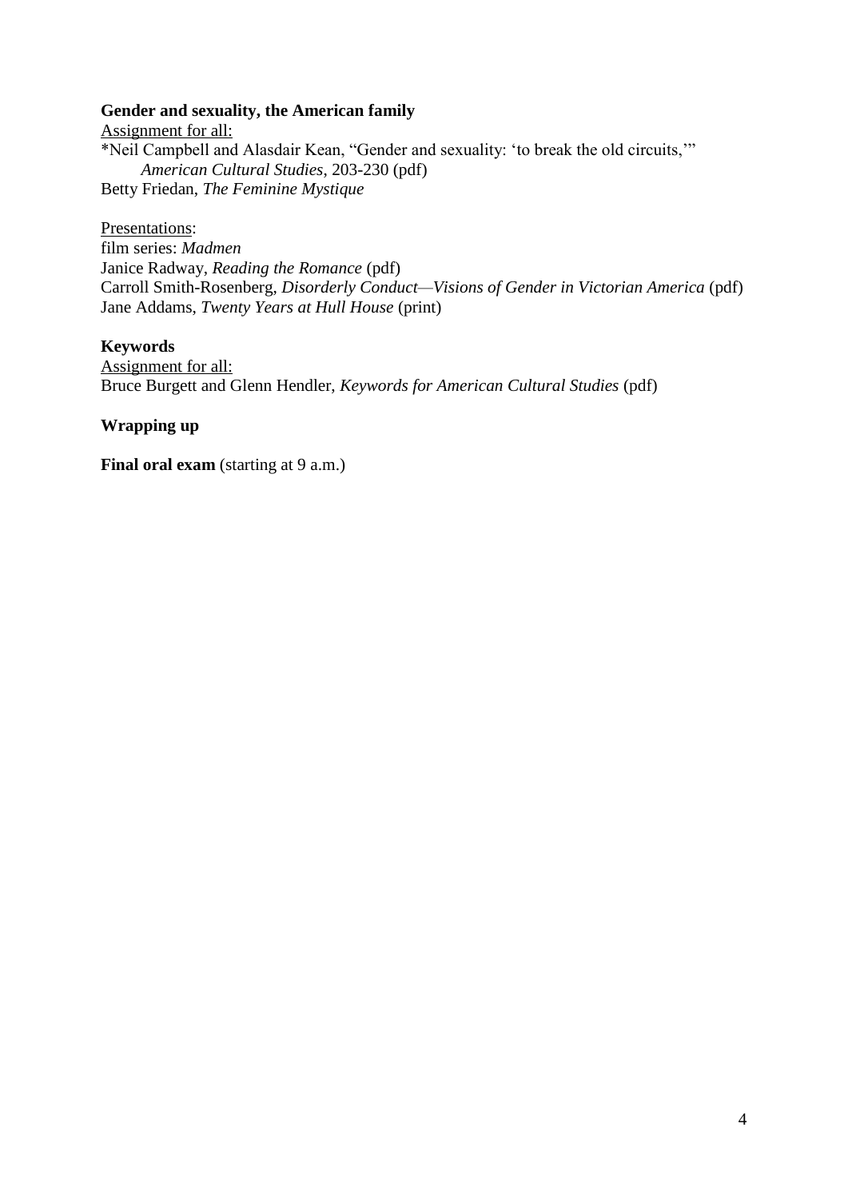**Gender and sexuality, the American family**

<u>Assignment for all:</u>

*Neil Campbell and Alasdair Kean, "Gender and sexuality: 'to break the old circuits,'" *American Cultural Studies*, 203-230 (pdf)

Betty Friedan, *The Feminine Mystique*

<u>Presentations</u>:

film series: *Madmen*

Janice Radway, *Reading the Romance* (pdf)

Carroll Smith-Rosenberg, *Disorderly Conduct—Visions of Gender in Victorian America* (pdf)

Jane Addams, *Twenty Years at Hull House* (print)

**Keywords**

<u>Assignment for all:</u>

Bruce Burgett and Glenn Hendler, *Keywords for American Cultural Studies* (pdf)

**Wrapping up**

**Final oral exam** (starting at 9 a.m.)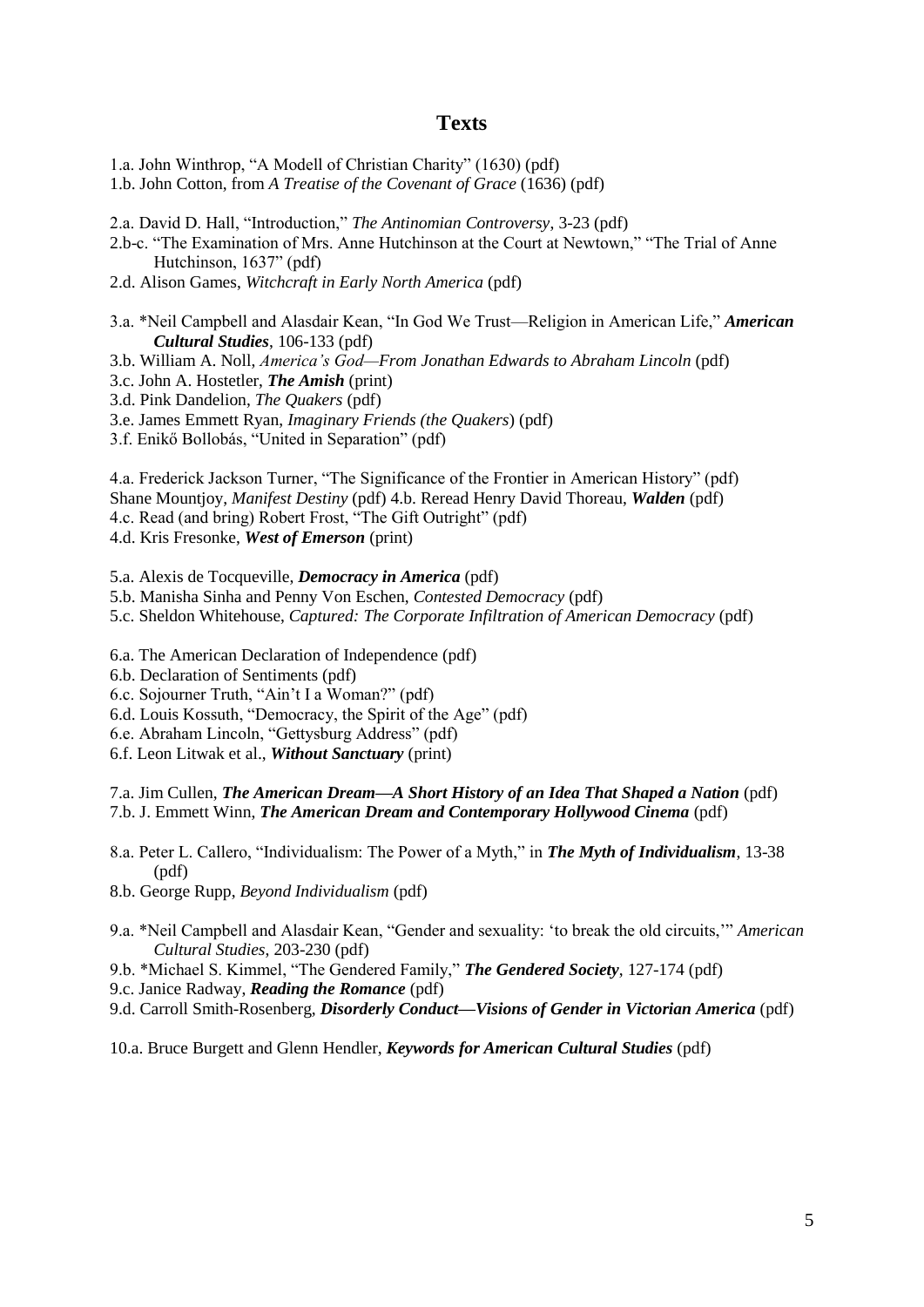## Texts

1.a. John Winthrop, "A Modell of Christian Charity" (1630) (pdf)
1.b. John Cotton, from *A Treatise of the Covenant of Grace* (1636) (pdf)

2.a. David D. Hall, "Introduction," *The Antinomian Controversy*, 3-23 (pdf)
2.b-c. "The Examination of Mrs. Anne Hutchinson at the Court at Newtown," "The Trial of Anne Hutchinson, 1637" (pdf)
2.d. Alison Games, *Witchcraft in Early North America* (pdf)

3.a. *Neil Campbell and Alasdair Kean, "In God We Trust—Religion in American Life," ***American Cultural Studies***, 106-133 (pdf)
3.b. William A. Noll, *America's God—From Jonathan Edwards to Abraham Lincoln* (pdf)
3.c. John A. Hostetler, ***The Amish*** (print)
3.d. Pink Dandelion, *The Quakers* (pdf)
3.e. James Emmett Ryan, *Imaginary Friends (the Quakers)* (pdf)
3.f. Enikő Bollobás, "United in Separation" (pdf)

4.a. Frederick Jackson Turner, "The Significance of the Frontier in American History" (pdf)
Shane Mountjoy, *Manifest Destiny* (pdf) 4.b. Reread Henry David Thoreau, ***Walden*** (pdf)
4.c. Read (and bring) Robert Frost, "The Gift Outright" (pdf)
4.d. Kris Fresonke, ***West of Emerson*** (print)

5.a. Alexis de Tocqueville, ***Democracy in America*** (pdf)
5.b. Manisha Sinha and Penny Von Eschen, *Contested Democracy* (pdf)
5.c. Sheldon Whitehouse, *Captured: The Corporate Infiltration of American Democracy* (pdf)

6.a. The American Declaration of Independence (pdf)
6.b. Declaration of Sentiments (pdf)
6.c. Sojourner Truth, "Ain't I a Woman?" (pdf)
6.d. Louis Kossuth, "Democracy, the Spirit of the Age" (pdf)
6.e. Abraham Lincoln, "Gettysburg Address" (pdf)
6.f. Leon Litwak et al., ***Without Sanctuary*** (print)

7.a. Jim Cullen, ***The American Dream—A Short History of an Idea That Shaped a Nation*** (pdf)
7.b. J. Emmett Winn, ***The American Dream and Contemporary Hollywood Cinema*** (pdf)

8.a. Peter L. Callero, "Individualism: The Power of a Myth," in ***The Myth of Individualism***, 13-38 (pdf)
8.b. George Rupp, *Beyond Individualism* (pdf)

9.a. *Neil Campbell and Alasdair Kean, "Gender and sexuality: 'to break the old circuits,'" *American Cultural Studies*, 203-230 (pdf)
9.b. *Michael S. Kimmel, "The Gendered Family," ***The Gendered Society***, 127-174 (pdf)
9.c. Janice Radway, ***Reading the Romance*** (pdf)
9.d. Carroll Smith-Rosenberg, ***Disorderly Conduct—Visions of Gender in Victorian America*** (pdf)

10.a. Bruce Burgett and Glenn Hendler, ***Keywords for American Cultural Studies*** (pdf)